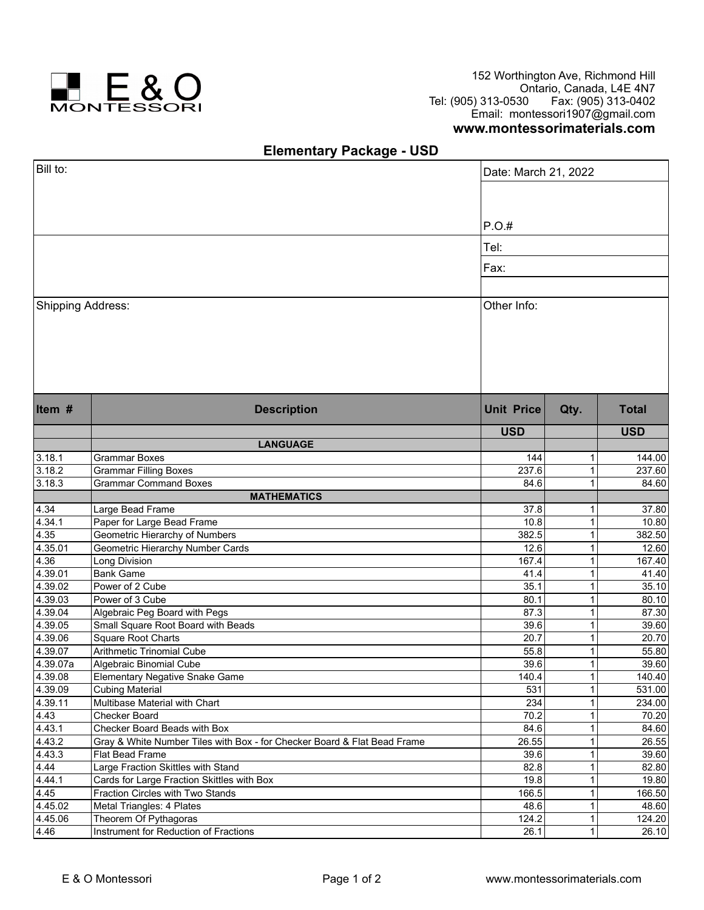E & O MONTESSORI

152 Worthington Ave, Richmond Hill
Ontario, Canada, L4E 4N7
Tel: (905) 313-0530 Fax: (905) 313-0402
Email: montessori1907@gmail.com
**www.montessorimaterials.com**

## Elementary Package - USD

| Bill to: | Date: March 21, 2022 |
|---|---|
| | |
| | P.O.# |
| | Tel: |
| | Fax: |
| | |
| Shipping Address: | Other Info: |

| Item # | Description | Unit Price | Qty. | Total |
|---|---|---|---|---|
| | | USD | | USD |
| | **LANGUAGE** | | | |
| 3.18.1 | Grammar Boxes | 144 | 1 | 144.00 |
| 3.18.2 | Grammar Filling Boxes | 237.6 | 1 | 237.60 |
| 3.18.3 | Grammar Command Boxes | 84.6 | 1 | 84.60 |
| | **MATHEMATICS** | | | |
| 4.34 | Large Bead Frame | 37.8 | 1 | 37.80 |
| 4.34.1 | Paper for Large Bead Frame | 10.8 | 1 | 10.80 |
| 4.35 | Geometric Hierarchy of Numbers | 382.5 | 1 | 382.50 |
| 4.35.01 | Geometric Hierarchy Number Cards | 12.6 | 1 | 12.60 |
| 4.36 | Long Division | 167.4 | 1 | 167.40 |
| 4.39.01 | Bank Game | 41.4 | 1 | 41.40 |
| 4.39.02 | Power of 2 Cube | 35.1 | 1 | 35.10 |
| 4.39.03 | Power of 3 Cube | 80.1 | 1 | 80.10 |
| 4.39.04 | Algebraic Peg Board with Pegs | 87.3 | 1 | 87.30 |
| 4.39.05 | Small Square Root Board with Beads | 39.6 | 1 | 39.60 |
| 4.39.06 | Square Root Charts | 20.7 | 1 | 20.70 |
| 4.39.07 | Arithmetic Trinomial Cube | 55.8 | 1 | 55.80 |
| 4.39.07a | Algebraic Binomial Cube | 39.6 | 1 | 39.60 |
| 4.39.08 | Elementary Negative Snake Game | 140.4 | 1 | 140.40 |
| 4.39.09 | Cubing Material | 531 | 1 | 531.00 |
| 4.39.11 | Multibase Material with Chart | 234 | 1 | 234.00 |
| 4.43 | Checker Board | 70.2 | 1 | 70.20 |
| 4.43.1 | Checker Board Beads with Box | 84.6 | 1 | 84.60 |
| 4.43.2 | Gray & White Number Tiles with Box - for Checker Board & Flat Bead Frame | 26.55 | 1 | 26.55 |
| 4.43.3 | Flat Bead Frame | 39.6 | 1 | 39.60 |
| 4.44 | Large Fraction Skittles with Stand | 82.8 | 1 | 82.80 |
| 4.44.1 | Cards for Large Fraction Skittles with Box | 19.8 | 1 | 19.80 |
| 4.45 | Fraction Circles with Two Stands | 166.5 | 1 | 166.50 |
| 4.45.02 | Metal Triangles: 4 Plates | 48.6 | 1 | 48.60 |
| 4.45.06 | Theorem Of Pythagoras | 124.2 | 1 | 124.20 |
| 4.46 | Instrument for Reduction of Fractions | 26.1 | 1 | 26.10 |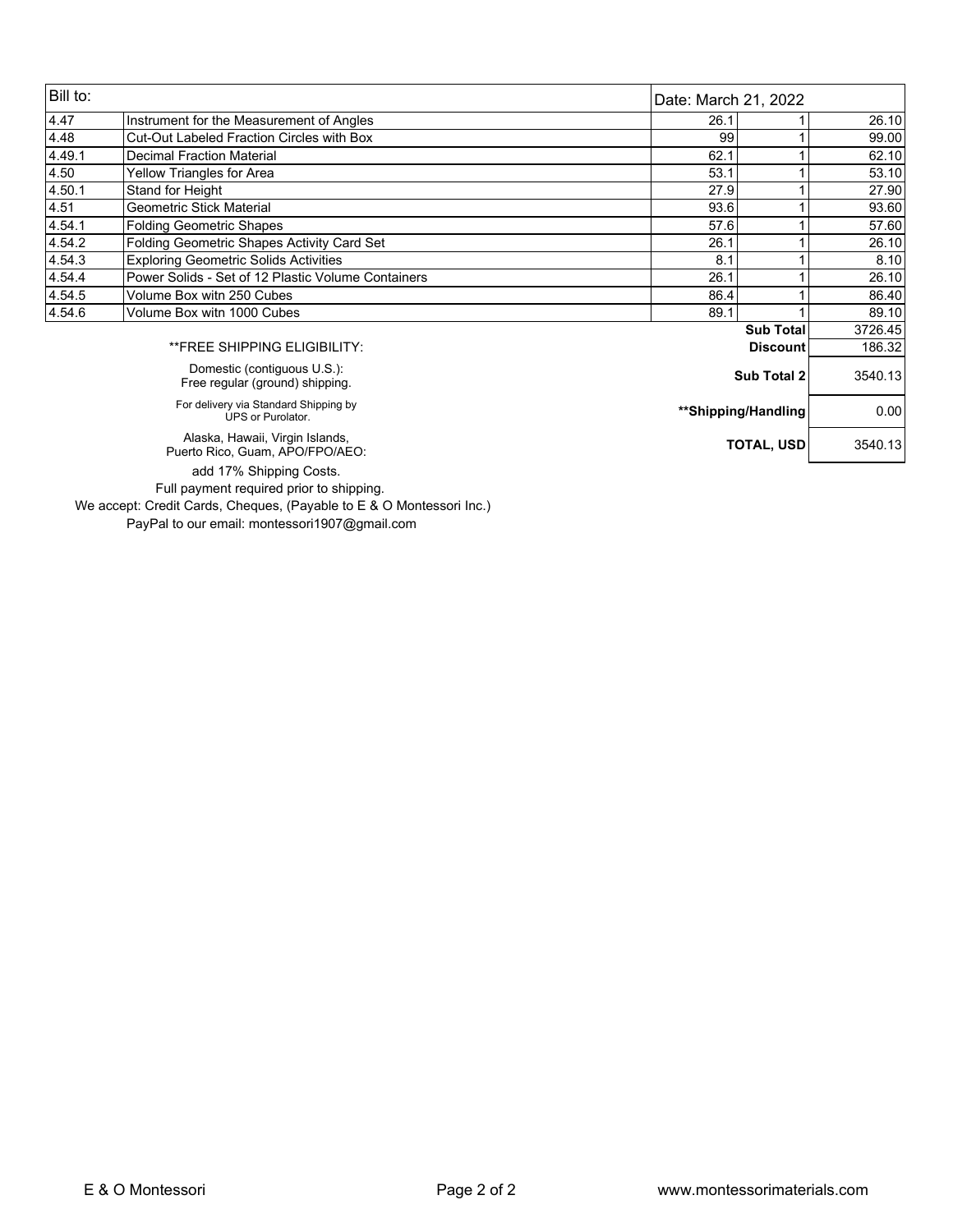| Bill to: | | Date: March 21, 2022 | | |
|---|---|---|---|---|
| 4.47 | Instrument for the Measurement of Angles | 26.1 | 1 | 26.10 |
| 4.48 | Cut-Out Labeled Fraction Circles with Box | 99 | 1 | 99.00 |
| 4.49.1 | Decimal Fraction Material | 62.1 | 1 | 62.10 |
| 4.50 | Yellow Triangles for Area | 53.1 | 1 | 53.10 |
| 4.50.1 | Stand for Height | 27.9 | 1 | 27.90 |
| 4.51 | Geometric Stick Material | 93.6 | 1 | 93.60 |
| 4.54.1 | Folding Geometric Shapes | 57.6 | 1 | 57.60 |
| 4.54.2 | Folding Geometric Shapes Activity Card Set | 26.1 | 1 | 26.10 |
| 4.54.3 | Exploring Geometric Solids Activities | 8.1 | 1 | 8.10 |
| 4.54.4 | Power Solids - Set of 12 Plastic Volume Containers | 26.1 | 1 | 26.10 |
| 4.54.5 | Volume Box witn 250 Cubes | 86.4 | 1 | 86.40 |
| 4.54.6 | Volume Box witn 1000 Cubes | 89.1 | 1 | 89.10 |

| | |
|---|---|
| **Sub Total** | 3726.45 |
| **Discount** | 186.32 |
| **Sub Total 2** | 3540.13 |
| **\*\*Shipping/Handling** | 0.00 |
| **TOTAL, USD** | 3540.13 |

**FREE SHIPPING ELIGIBILITY:

Domestic (contiguous U.S.):
Free regular (ground) shipping.

For delivery via Standard Shipping by
UPS or Purolator.

Alaska, Hawaii, Virgin Islands,
Puerto Rico, Guam, APO/FPO/AEO:

add 17% Shipping Costs.

Full payment required prior to shipping.

We accept: Credit Cards, Cheques, (Payable to E & O Montessori Inc.)

PayPal to our email: montessori1907@gmail.com